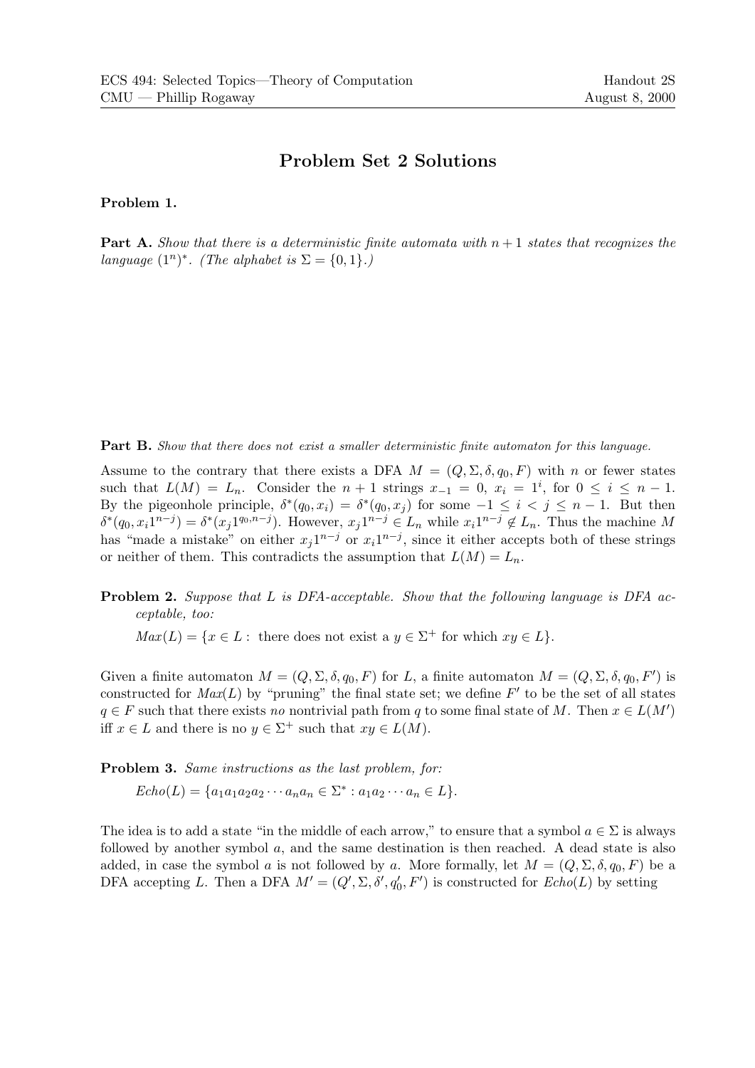ECS 494: Selected Topics—Theory of Computation — Handout 2S
CMU — Phillip Rogaway — August 8, 2000

# Problem Set 2 Solutions

**Problem 1.**

**Part A.** *Show that there is a deterministic finite automata with $n+1$ states that recognizes the language $(1^n)^*$. (The alphabet is $\Sigma = \{0,1\}$.)*

**Part B.** *Show that there does not exist a smaller deterministic finite automaton for this language.*

Assume to the contrary that there exists a DFA $M = (Q, \Sigma, \delta, q_0, F)$ with $n$ or fewer states such that $L(M) = L_n$. Consider the $n+1$ strings $x_{-1} = 0$, $x_i = 1^i$, for $0 \le i \le n-1$. By the pigeonhole principle, $\delta^*(q_0, x_i) = \delta^*(q_0, x_j)$ for some $-1 \le i < j \le n-1$. But then $\delta^*(q_0, x_i 1^{n-j}) = \delta^*(x_j 1^{q_0, n-j})$. However, $x_j 1^{n-j} \in L_n$ while $x_i 1^{n-j} \notin L_n$. Thus the machine $M$ has "made a mistake" on either $x_j 1^{n-j}$ or $x_i 1^{n-j}$, since it either accepts both of these strings or neither of them. This contradicts the assumption that $L(M) = L_n$.

**Problem 2.** *Suppose that $L$ is DFA-acceptable. Show that the following language is DFA acceptable, too:*

$Max(L) = \{x \in L :$ there does not exist a $y \in \Sigma^+$ for which $xy \in L\}$.

Given a finite automaton $M = (Q, \Sigma, \delta, q_0, F)$ for $L$, a finite automaton $M = (Q, \Sigma, \delta, q_0, F')$ is constructed for $Max(L)$ by "pruning" the final state set; we define $F'$ to be the set of all states $q \in F$ such that there exists *no* nontrivial path from $q$ to some final state of $M$. Then $x \in L(M')$ iff $x \in L$ and there is no $y \in \Sigma^+$ such that $xy \in L(M)$.

**Problem 3.** *Same instructions as the last problem, for:*

$Echo(L) = \{a_1 a_1 a_2 a_2 \cdots a_n a_n \in \Sigma^* : a_1 a_2 \cdots a_n \in L\}$.

The idea is to add a state "in the middle of each arrow," to ensure that a symbol $a \in \Sigma$ is always followed by another symbol $a$, and the same destination is then reached. A dead state is also added, in case the symbol $a$ is not followed by $a$. More formally, let $M = (Q, \Sigma, \delta, q_0, F)$ be a DFA accepting $L$. Then a DFA $M' = (Q', \Sigma, \delta', q_0', F')$ is constructed for $Echo(L)$ by setting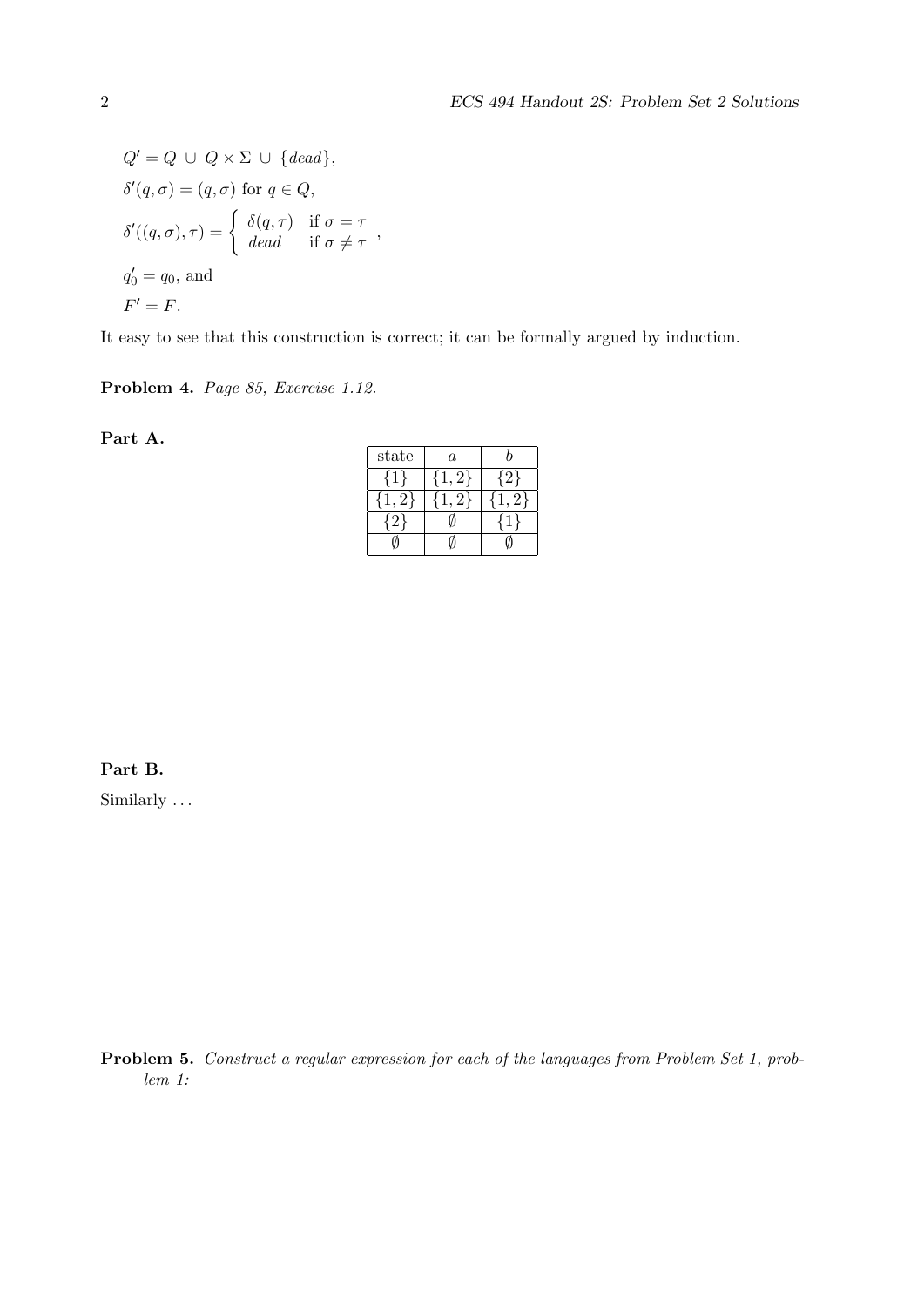$Q' = Q \cup Q \times \Sigma \cup \{dead\}$,

$\delta'(q, \sigma) = (q, \sigma)$ for $q \in Q$,

$$\delta'((q,\sigma),\tau) = \begin{cases} \delta(q,\tau) & \text{if } \sigma = \tau \\ dead & \text{if } \sigma \neq \tau \end{cases},$$

$q_0' = q_0$, and

$F' = F$.

It easy to see that this construction is correct; it can be formally argued by induction.

**Problem 4.** *Page 85, Exercise 1.12.*

**Part A.**

| state | $a$ | $b$ |
|---|---|---|
| $\{1\}$ | $\{1,2\}$ | $\{2\}$ |
| $\{1,2\}$ | $\{1,2\}$ | $\{1,2\}$ |
| $\{2\}$ | $\emptyset$ | $\{1\}$ |
| $\emptyset$ | $\emptyset$ | $\emptyset$ |

**Part B.**

Similarly ...

**Problem 5.** *Construct a regular expression for each of the languages from Problem Set 1, problem 1:*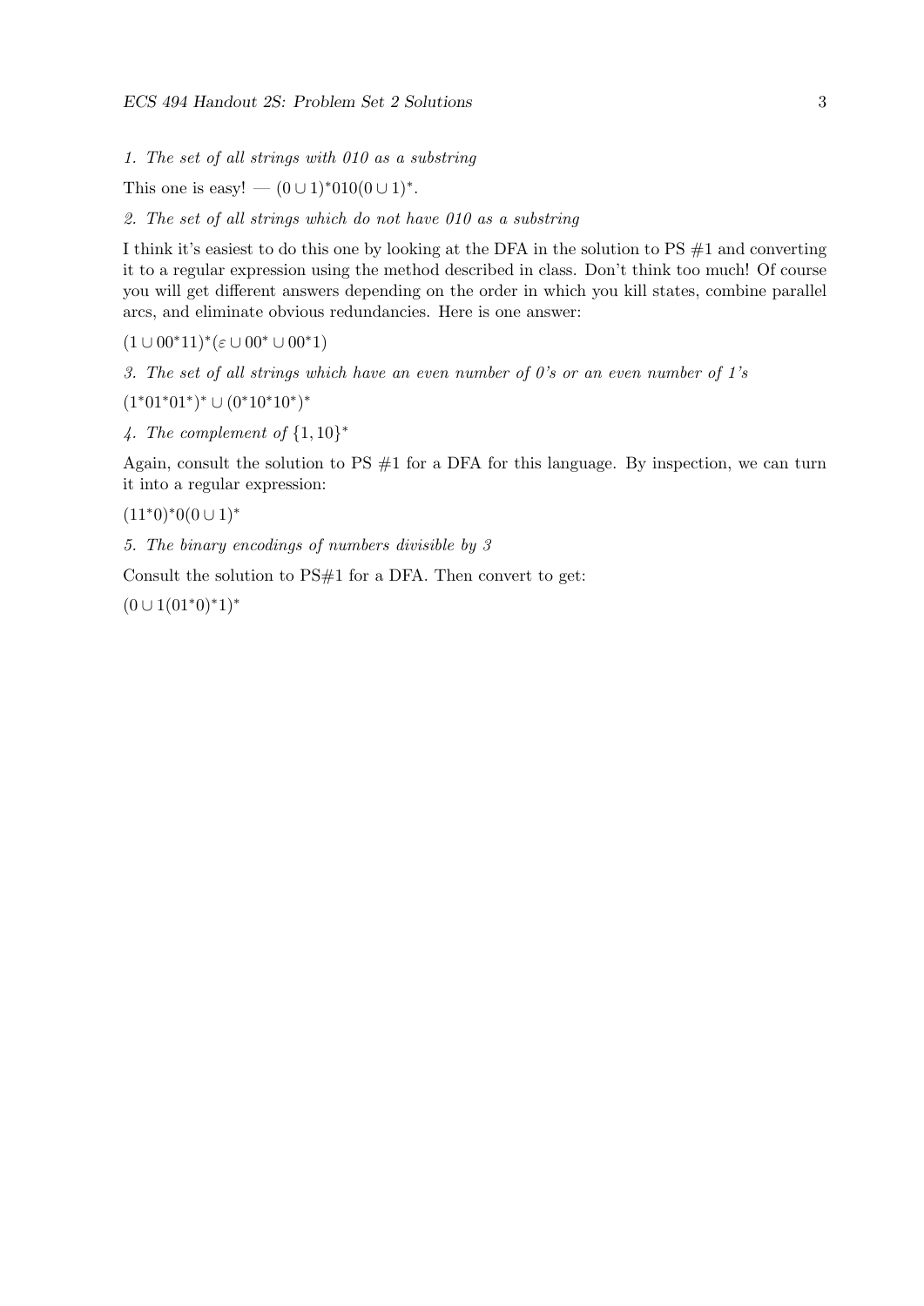*1. The set of all strings with 010 as a substring*

This one is easy! — $(0 \cup 1)^*010(0 \cup 1)^*$.

*2. The set of all strings which do not have 010 as a substring*

I think it's easiest to do this one by looking at the DFA in the solution to PS #1 and converting it to a regular expression using the method described in class. Don't think too much! Of course you will get different answers depending on the order in which you kill states, combine parallel arcs, and eliminate obvious redundancies. Here is one answer:

$(1 \cup 00^*11)^*(\varepsilon \cup 00^* \cup 00^*1)$

*3. The set of all strings which have an even number of 0's or an even number of 1's*

$(1^*01^*01^*)^* \cup (0^*10^*10^*)^*$

*4. The complement of* $\{1, 10\}^*$

Again, consult the solution to PS #1 for a DFA for this language. By inspection, we can turn it into a regular expression:

$(11^*0)^*0(0 \cup 1)^*$

*5. The binary encodings of numbers divisible by 3*

Consult the solution to PS#1 for a DFA. Then convert to get:

$(0 \cup 1(01^*0)^*1)^*$